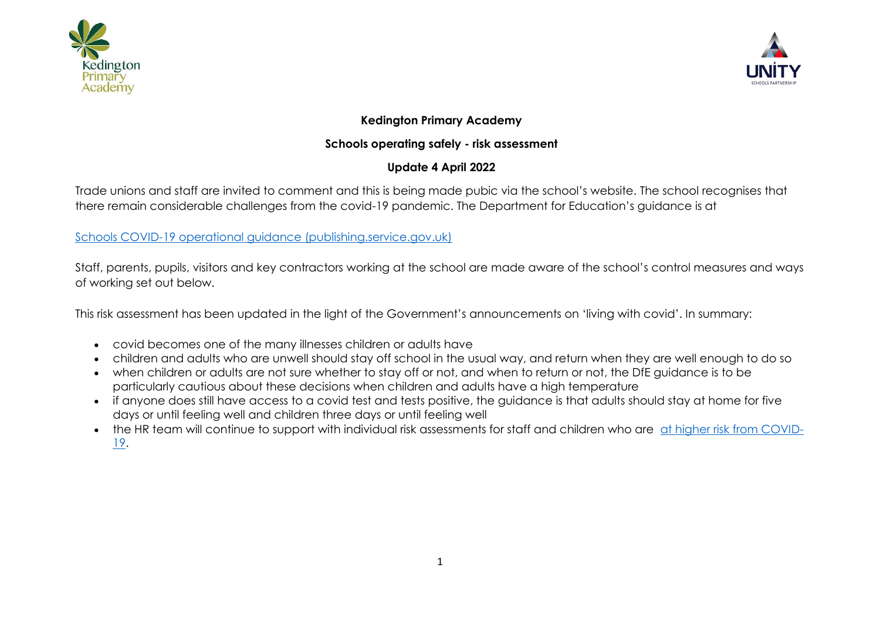**Kedington Primary Academy**

**Schools operating safely - risk assessment**

**Update 4 April 2022**

Trade unions and staff are invited to comment and this is being made pubic via the school's website. The school recognises that there remain considerable challenges from the covid-19 pandemic. The Department for Education's guidance is at

[Schools COVID-19 operational guidance (publishing.service.gov.uk)]

Staff, parents, pupils, visitors and key contractors working at the school are made aware of the school's control measures and ways of working set out below.

This risk assessment has been updated in the light of the Government's announcements on 'living with covid'. In summary:

- covid becomes one of the many illnesses children or adults have
- children and adults who are unwell should stay off school in the usual way, and return when they are well enough to do so
- when children or adults are not sure whether to stay off or not, and when to return or not, the DfE guidance is to be particularly cautious about these decisions when children and adults have a high temperature
- if anyone does still have access to a covid test and tests positive, the guidance is that adults should stay at home for five days or until feeling well and children three days or until feeling well
- the HR team will continue to support with individual risk assessments for staff and children who are at higher risk from COVID-19.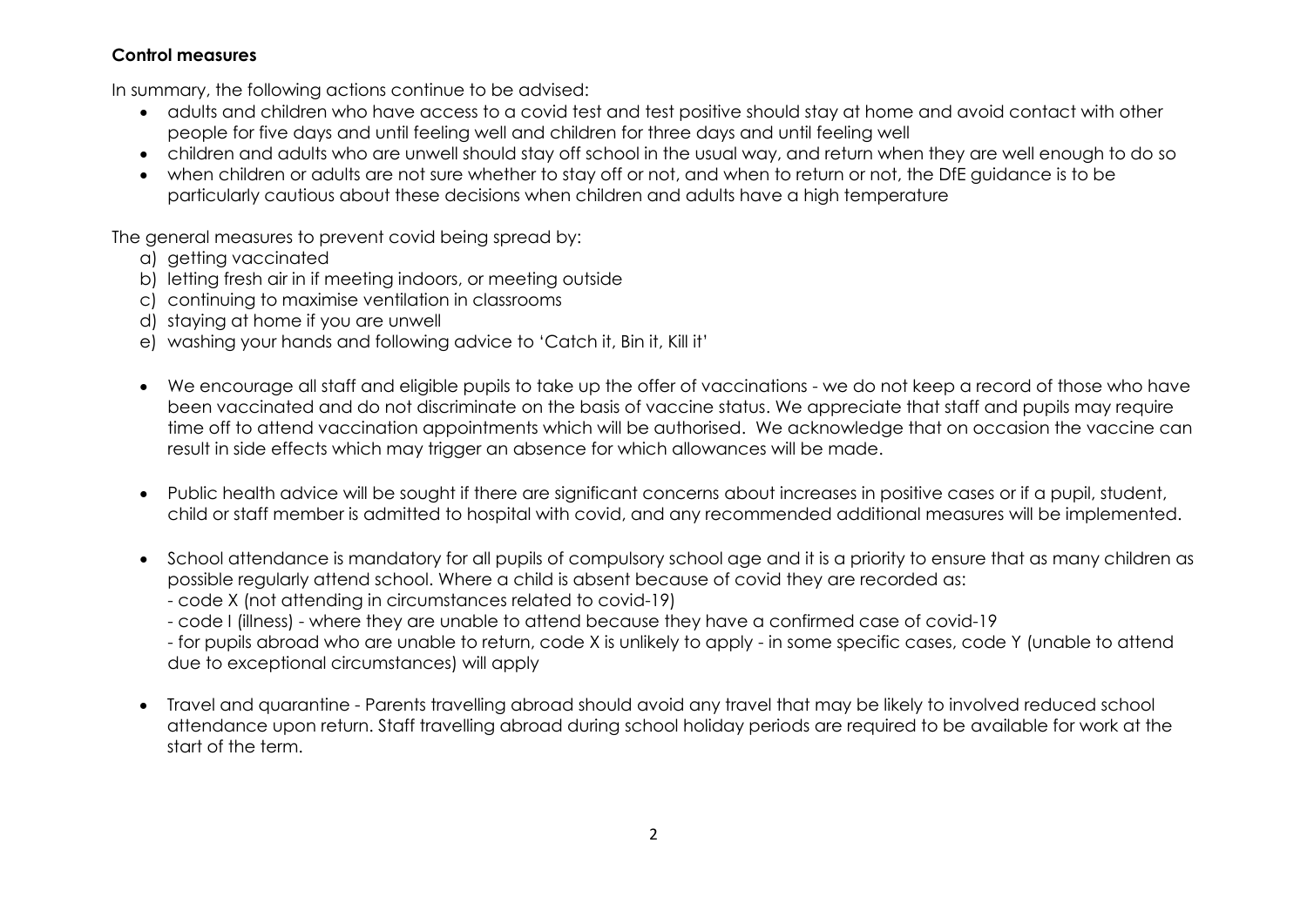**Control measures**

In summary, the following actions continue to be advised:

- adults and children who have access to a covid test and test positive should stay at home and avoid contact with other people for five days and until feeling well and children for three days and until feeling well
- children and adults who are unwell should stay off school in the usual way, and return when they are well enough to do so
- when children or adults are not sure whether to stay off or not, and when to return or not, the DfE guidance is to be particularly cautious about these decisions when children and adults have a high temperature

The general measures to prevent covid being spread by:

a) getting vaccinated
b) letting fresh air in if meeting indoors, or meeting outside
c) continuing to maximise ventilation in classrooms
d) staying at home if you are unwell
e) washing your hands and following advice to 'Catch it, Bin it, Kill it'

- We encourage all staff and eligible pupils to take up the offer of vaccinations - we do not keep a record of those who have been vaccinated and do not discriminate on the basis of vaccine status. We appreciate that staff and pupils may require time off to attend vaccination appointments which will be authorised. We acknowledge that on occasion the vaccine can result in side effects which may trigger an absence for which allowances will be made.

- Public health advice will be sought if there are significant concerns about increases in positive cases or if a pupil, student, child or staff member is admitted to hospital with covid, and any recommended additional measures will be implemented.

- School attendance is mandatory for all pupils of compulsory school age and it is a priority to ensure that as many children as possible regularly attend school. Where a child is absent because of covid they are recorded as:
  - code X (not attending in circumstances related to covid-19)
  - code I (illness) - where they are unable to attend because they have a confirmed case of covid-19
  - for pupils abroad who are unable to return, code X is unlikely to apply - in some specific cases, code Y (unable to attend due to exceptional circumstances) will apply

- Travel and quarantine - Parents travelling abroad should avoid any travel that may be likely to involved reduced school attendance upon return. Staff travelling abroad during school holiday periods are required to be available for work at the start of the term.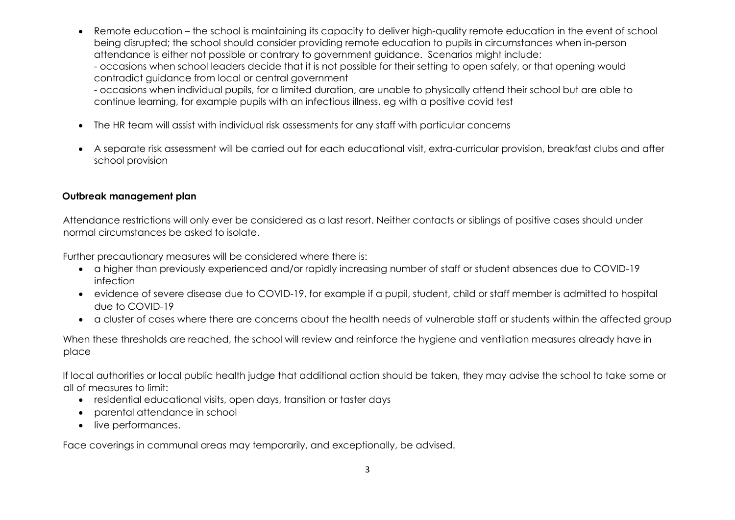- Remote education – the school is maintaining its capacity to deliver high-quality remote education in the event of school being disrupted; the school should consider providing remote education to pupils in circumstances when in-person attendance is either not possible or contrary to government guidance. Scenarios might include:
  - occasions when school leaders decide that it is not possible for their setting to open safely, or that opening would contradict guidance from local or central government
  - occasions when individual pupils, for a limited duration, are unable to physically attend their school but are able to continue learning, for example pupils with an infectious illness, eg with a positive covid test

- The HR team will assist with individual risk assessments for any staff with particular concerns

- A separate risk assessment will be carried out for each educational visit, extra-curricular provision, breakfast clubs and after school provision

**Outbreak management plan**

Attendance restrictions will only ever be considered as a last resort. Neither contacts or siblings of positive cases should under normal circumstances be asked to isolate.

Further precautionary measures will be considered where there is:

- a higher than previously experienced and/or rapidly increasing number of staff or student absences due to COVID-19 infection
- evidence of severe disease due to COVID-19, for example if a pupil, student, child or staff member is admitted to hospital due to COVID-19
- a cluster of cases where there are concerns about the health needs of vulnerable staff or students within the affected group

When these thresholds are reached, the school will review and reinforce the hygiene and ventilation measures already have in place

If local authorities or local public health judge that additional action should be taken, they may advise the school to take some or all of measures to limit:

- residential educational visits, open days, transition or taster days
- parental attendance in school
- live performances.

Face coverings in communal areas may temporarily, and exceptionally, be advised.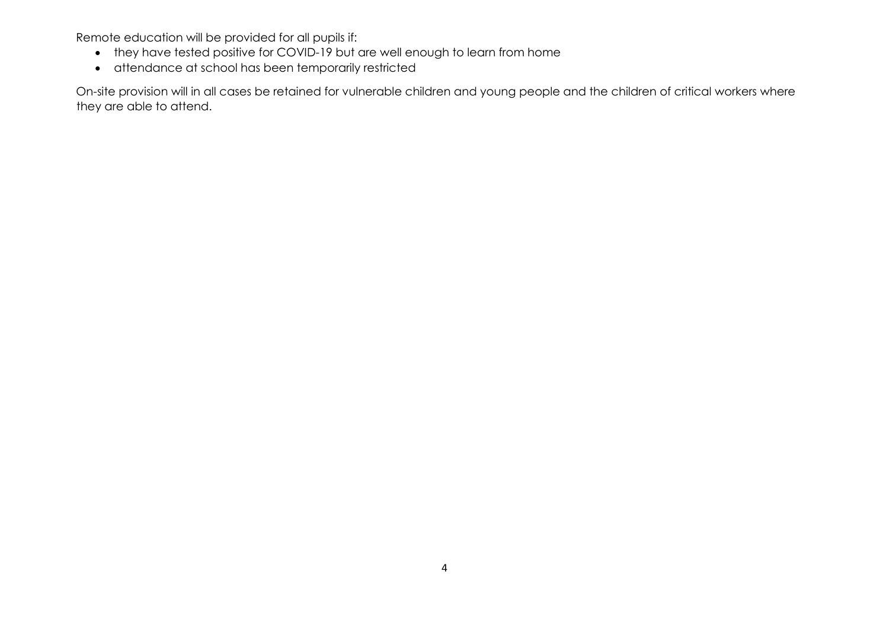Remote education will be provided for all pupils if:

- they have tested positive for COVID-19 but are well enough to learn from home
- attendance at school has been temporarily restricted

On-site provision will in all cases be retained for vulnerable children and young people and the children of critical workers where they are able to attend.